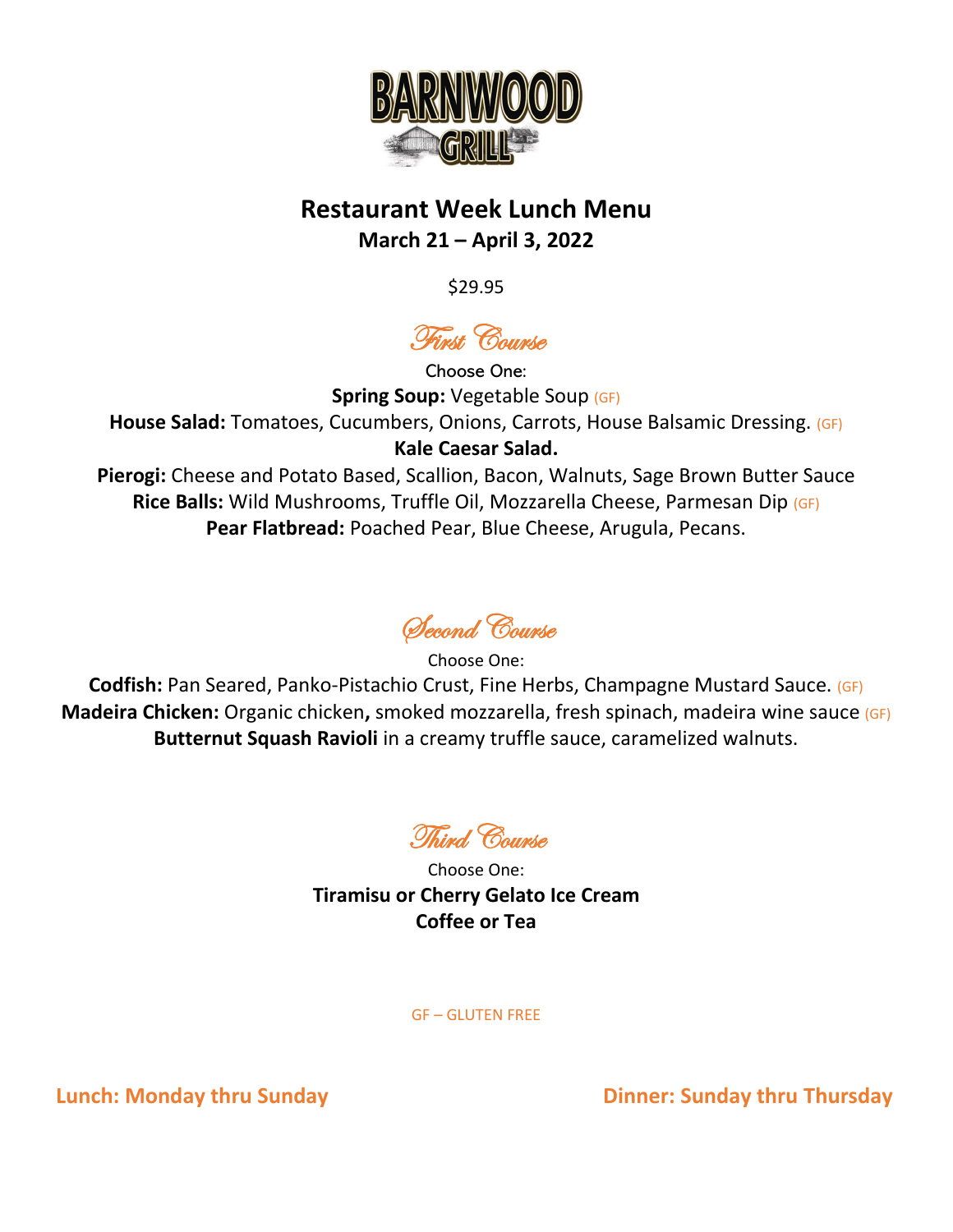# BARNWOOD GRILL

## Restaurant Week Lunch Menu

### March 21 – April 3, 2022

$29.95

## First Course

Choose One:

**Spring Soup:** Vegetable Soup (GF)

**House Salad:** Tomatoes, Cucumbers, Onions, Carrots, House Balsamic Dressing. (GF)

**Kale Caesar Salad.**

**Pierogi:** Cheese and Potato Based, Scallion, Bacon, Walnuts, Sage Brown Butter Sauce

**Rice Balls:** Wild Mushrooms, Truffle Oil, Mozzarella Cheese, Parmesan Dip (GF)

**Pear Flatbread:** Poached Pear, Blue Cheese, Arugula, Pecans.

## Second Course

Choose One:

**Codfish:** Pan Seared, Panko-Pistachio Crust, Fine Herbs, Champagne Mustard Sauce. (GF)

**Madeira Chicken:** Organic chicken**,** smoked mozzarella, fresh spinach, madeira wine sauce (GF)

**Butternut Squash Ravioli** in a creamy truffle sauce, caramelized walnuts.

## Third Course

Choose One:

**Tiramisu or Cherry Gelato Ice Cream**

**Coffee or Tea**

GF – GLUTEN FREE

**Lunch: Monday thru Sunday**

**Dinner: Sunday thru Thursday**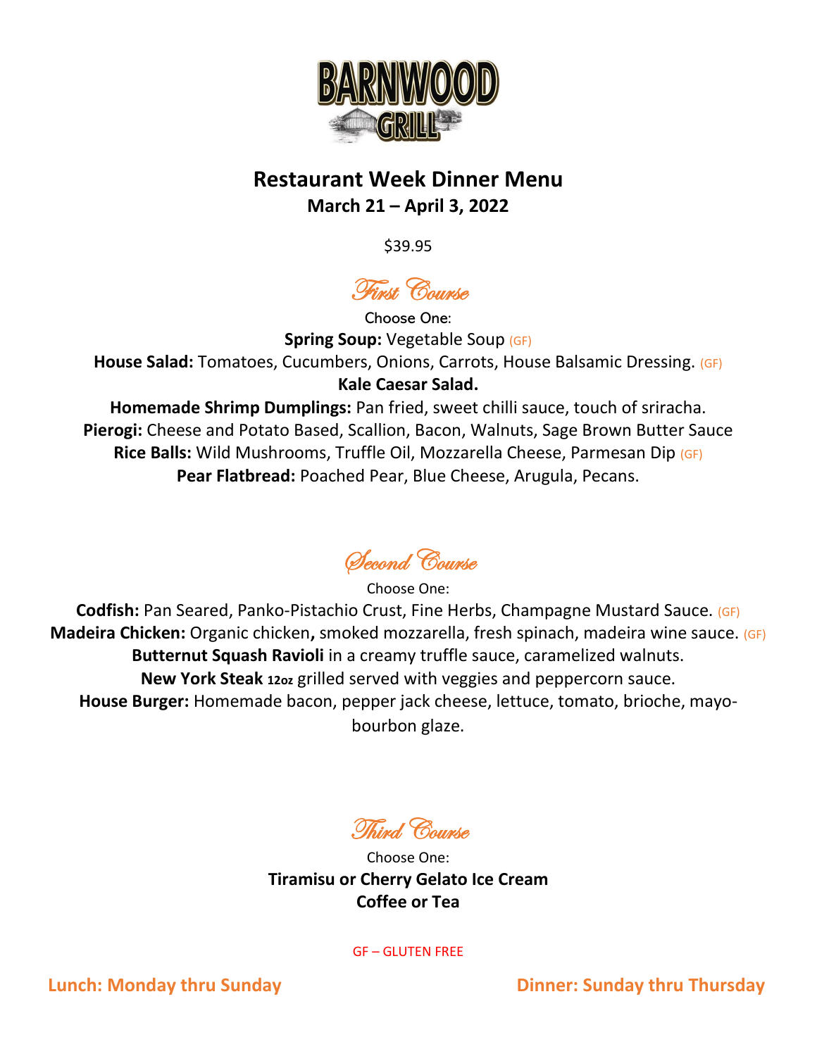# BARNWOOD GRILL

## Restaurant Week Dinner Menu

**March 21 – April 3, 2022**

$39.95

### *First Course*

Choose One:

**Spring Soup:** Vegetable Soup (GF)

**House Salad:** Tomatoes, Cucumbers, Onions, Carrots, House Balsamic Dressing. (GF)

**Kale Caesar Salad.**

**Homemade Shrimp Dumplings:** Pan fried, sweet chilli sauce, touch of sriracha.

**Pierogi:** Cheese and Potato Based, Scallion, Bacon, Walnuts, Sage Brown Butter Sauce

**Rice Balls:** Wild Mushrooms, Truffle Oil, Mozzarella Cheese, Parmesan Dip (GF)

**Pear Flatbread:** Poached Pear, Blue Cheese, Arugula, Pecans.

### *Second Course*

Choose One:

**Codfish:** Pan Seared, Panko-Pistachio Crust, Fine Herbs, Champagne Mustard Sauce. (GF)

**Madeira Chicken:** Organic chicken**,** smoked mozzarella, fresh spinach, madeira wine sauce. (GF)

**Butternut Squash Ravioli** in a creamy truffle sauce, caramelized walnuts.

**New York Steak 12oz** grilled served with veggies and peppercorn sauce.

**House Burger:** Homemade bacon, pepper jack cheese, lettuce, tomato, brioche, mayo-bourbon glaze.

### *Third Course*

Choose One:

**Tiramisu or Cherry Gelato Ice Cream**

**Coffee or Tea**

GF – GLUTEN FREE

**Lunch: Monday thru Sunday**

**Dinner: Sunday thru Thursday**